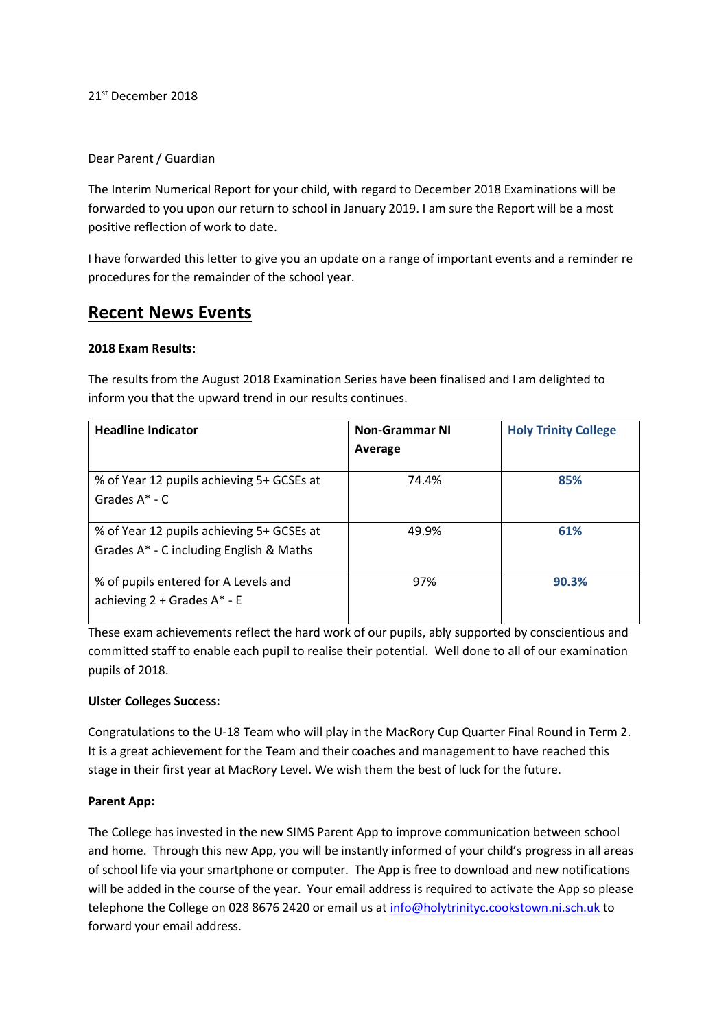21st December 2018

Dear Parent / Guardian

The Interim Numerical Report for your child, with regard to December 2018 Examinations will be forwarded to you upon our return to school in January 2019. I am sure the Report will be a most positive reflection of work to date.

I have forwarded this letter to give you an update on a range of important events and a reminder re procedures for the remainder of the school year.

## Recent News Events

**2018 Exam Results:**

The results from the August 2018 Examination Series have been finalised and I am delighted to inform you that the upward trend in our results continues.

| Headline Indicator | Non-Grammar NI Average | Holy Trinity College |
|---|---|---|
| % of Year 12 pupils achieving 5+ GCSEs at Grades A* - C | 74.4% | **85%** |
| % of Year 12 pupils achieving 5+ GCSEs at Grades A* - C including English & Maths | 49.9% | **61%** |
| % of pupils entered for A Levels and achieving 2 + Grades A* - E | 97% | **90.3%** |

These exam achievements reflect the hard work of our pupils, ably supported by conscientious and committed staff to enable each pupil to realise their potential. Well done to all of our examination pupils of 2018.

**Ulster Colleges Success:**

Congratulations to the U-18 Team who will play in the MacRory Cup Quarter Final Round in Term 2. It is a great achievement for the Team and their coaches and management to have reached this stage in their first year at MacRory Level. We wish them the best of luck for the future.

**Parent App:**

The College has invested in the new SIMS Parent App to improve communication between school and home. Through this new App, you will be instantly informed of your child's progress in all areas of school life via your smartphone or computer. The App is free to download and new notifications will be added in the course of the year. Your email address is required to activate the App so please telephone the College on 028 8676 2420 or email us at info@holytrinityc.cookstown.ni.sch.uk to forward your email address.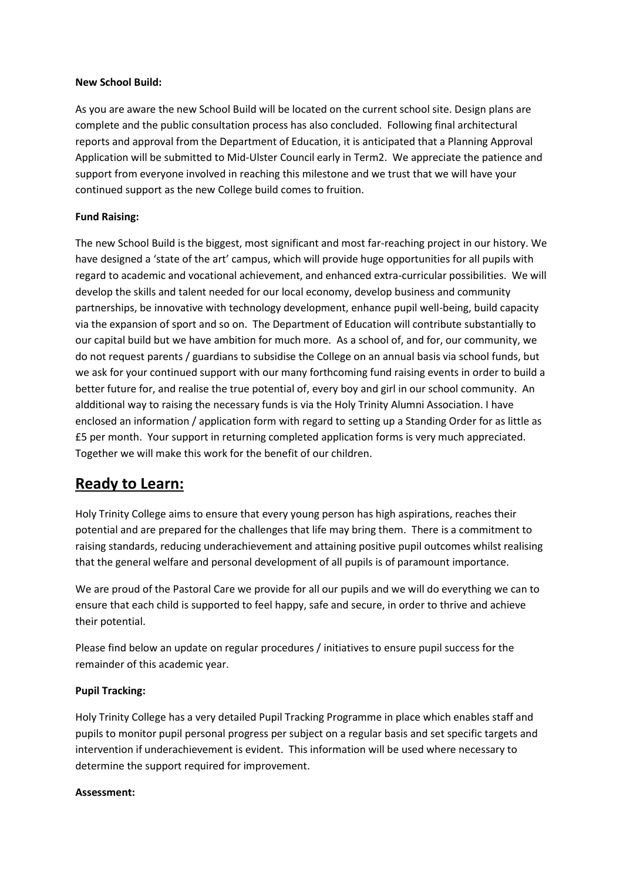**New School Build:**

As you are aware the new School Build will be located on the current school site. Design plans are complete and the public consultation process has also concluded. Following final architectural reports and approval from the Department of Education, it is anticipated that a Planning Approval Application will be submitted to Mid-Ulster Council early in Term2. We appreciate the patience and support from everyone involved in reaching this milestone and we trust that we will have your continued support as the new College build comes to fruition.

**Fund Raising:**

The new School Build is the biggest, most significant and most far-reaching project in our history. We have designed a 'state of the art' campus, which will provide huge opportunities for all pupils with regard to academic and vocational achievement, and enhanced extra-curricular possibilities. We will develop the skills and talent needed for our local economy, develop business and community partnerships, be innovative with technology development, enhance pupil well-being, build capacity via the expansion of sport and so on. The Department of Education will contribute substantially to our capital build but we have ambition for much more. As a school of, and for, our community, we do not request parents / guardians to subsidise the College on an annual basis via school funds, but we ask for your continued support with our many forthcoming fund raising events in order to build a better future for, and realise the true potential of, every boy and girl in our school community. An aldditional way to raising the necessary funds is via the Holy Trinity Alumni Association. I have enclosed an information / application form with regard to setting up a Standing Order for as little as £5 per month. Your support in returning completed application forms is very much appreciated. Together we will make this work for the benefit of our children.

## Ready to Learn:

Holy Trinity College aims to ensure that every young person has high aspirations, reaches their potential and are prepared for the challenges that life may bring them. There is a commitment to raising standards, reducing underachievement and attaining positive pupil outcomes whilst realising that the general welfare and personal development of all pupils is of paramount importance.

We are proud of the Pastoral Care we provide for all our pupils and we will do everything we can to ensure that each child is supported to feel happy, safe and secure, in order to thrive and achieve their potential.

Please find below an update on regular procedures / initiatives to ensure pupil success for the remainder of this academic year.

**Pupil Tracking:**

Holy Trinity College has a very detailed Pupil Tracking Programme in place which enables staff and pupils to monitor pupil personal progress per subject on a regular basis and set specific targets and intervention if underachievement is evident. This information will be used where necessary to determine the support required for improvement.

**Assessment:**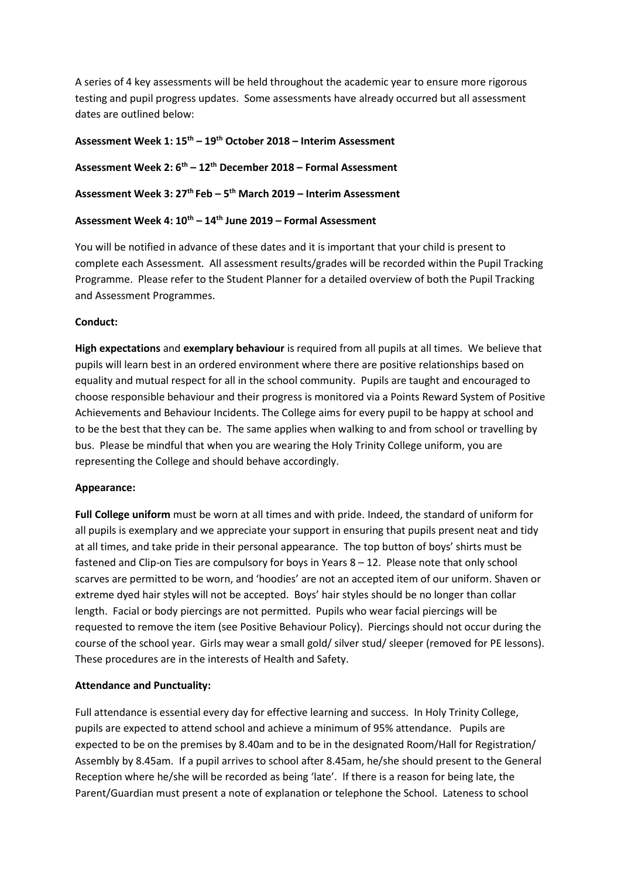A series of 4 key assessments will be held throughout the academic year to ensure more rigorous testing and pupil progress updates. Some assessments have already occurred but all assessment dates are outlined below:

**Assessment Week 1: 15th – 19th October 2018 – Interim Assessment**

**Assessment Week 2: 6th – 12th December 2018 – Formal Assessment**

**Assessment Week 3: 27th Feb – 5th March 2019 – Interim Assessment**

**Assessment Week 4: 10th – 14th June 2019 – Formal Assessment**

You will be notified in advance of these dates and it is important that your child is present to complete each Assessment. All assessment results/grades will be recorded within the Pupil Tracking Programme. Please refer to the Student Planner for a detailed overview of both the Pupil Tracking and Assessment Programmes.

**Conduct:**

**High expectations** and **exemplary behaviour** is required from all pupils at all times. We believe that pupils will learn best in an ordered environment where there are positive relationships based on equality and mutual respect for all in the school community. Pupils are taught and encouraged to choose responsible behaviour and their progress is monitored via a Points Reward System of Positive Achievements and Behaviour Incidents. The College aims for every pupil to be happy at school and to be the best that they can be. The same applies when walking to and from school or travelling by bus. Please be mindful that when you are wearing the Holy Trinity College uniform, you are representing the College and should behave accordingly.

**Appearance:**

**Full College uniform** must be worn at all times and with pride. Indeed, the standard of uniform for all pupils is exemplary and we appreciate your support in ensuring that pupils present neat and tidy at all times, and take pride in their personal appearance. The top button of boys' shirts must be fastened and Clip-on Ties are compulsory for boys in Years 8 – 12. Please note that only school scarves are permitted to be worn, and 'hoodies' are not an accepted item of our uniform. Shaven or extreme dyed hair styles will not be accepted. Boys' hair styles should be no longer than collar length. Facial or body piercings are not permitted. Pupils who wear facial piercings will be requested to remove the item (see Positive Behaviour Policy). Piercings should not occur during the course of the school year. Girls may wear a small gold/ silver stud/ sleeper (removed for PE lessons). These procedures are in the interests of Health and Safety.

**Attendance and Punctuality:**

Full attendance is essential every day for effective learning and success. In Holy Trinity College, pupils are expected to attend school and achieve a minimum of 95% attendance. Pupils are expected to be on the premises by 8.40am and to be in the designated Room/Hall for Registration/ Assembly by 8.45am. If a pupil arrives to school after 8.45am, he/she should present to the General Reception where he/she will be recorded as being 'late'. If there is a reason for being late, the Parent/Guardian must present a note of explanation or telephone the School. Lateness to school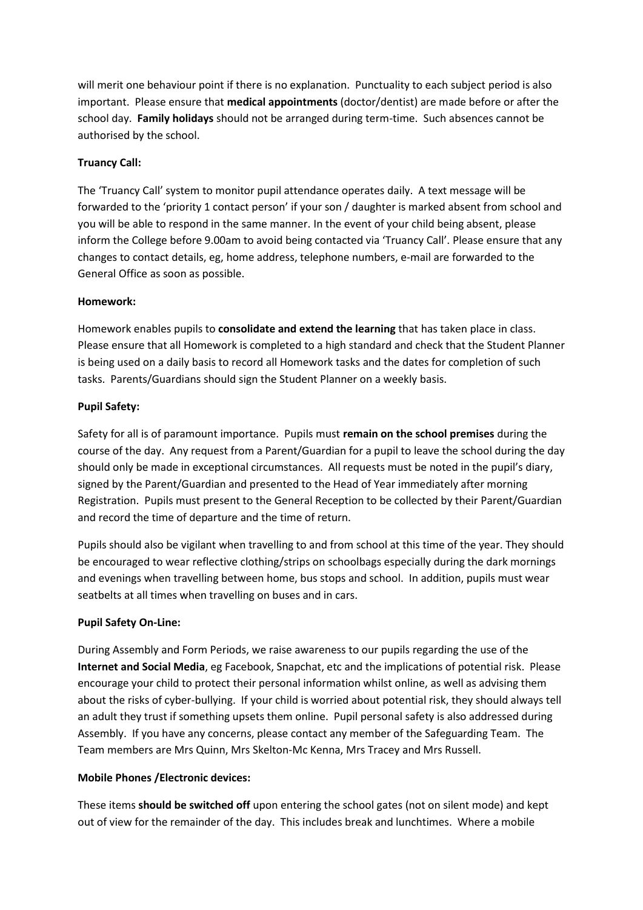will merit one behaviour point if there is no explanation. Punctuality to each subject period is also important. Please ensure that **medical appointments** (doctor/dentist) are made before or after the school day. **Family holidays** should not be arranged during term-time. Such absences cannot be authorised by the school.

**Truancy Call:**

The 'Truancy Call' system to monitor pupil attendance operates daily. A text message will be forwarded to the 'priority 1 contact person' if your son / daughter is marked absent from school and you will be able to respond in the same manner. In the event of your child being absent, please inform the College before 9.00am to avoid being contacted via 'Truancy Call'. Please ensure that any changes to contact details, eg, home address, telephone numbers, e-mail are forwarded to the General Office as soon as possible.

**Homework:**

Homework enables pupils to **consolidate and extend the learning** that has taken place in class. Please ensure that all Homework is completed to a high standard and check that the Student Planner is being used on a daily basis to record all Homework tasks and the dates for completion of such tasks. Parents/Guardians should sign the Student Planner on a weekly basis.

**Pupil Safety:**

Safety for all is of paramount importance. Pupils must **remain on the school premises** during the course of the day. Any request from a Parent/Guardian for a pupil to leave the school during the day should only be made in exceptional circumstances. All requests must be noted in the pupil's diary, signed by the Parent/Guardian and presented to the Head of Year immediately after morning Registration. Pupils must present to the General Reception to be collected by their Parent/Guardian and record the time of departure and the time of return.

Pupils should also be vigilant when travelling to and from school at this time of the year. They should be encouraged to wear reflective clothing/strips on schoolbags especially during the dark mornings and evenings when travelling between home, bus stops and school. In addition, pupils must wear seatbelts at all times when travelling on buses and in cars.

**Pupil Safety On-Line:**

During Assembly and Form Periods, we raise awareness to our pupils regarding the use of the **Internet and Social Media**, eg Facebook, Snapchat, etc and the implications of potential risk. Please encourage your child to protect their personal information whilst online, as well as advising them about the risks of cyber-bullying. If your child is worried about potential risk, they should always tell an adult they trust if something upsets them online. Pupil personal safety is also addressed during Assembly. If you have any concerns, please contact any member of the Safeguarding Team. The Team members are Mrs Quinn, Mrs Skelton-Mc Kenna, Mrs Tracey and Mrs Russell.

**Mobile Phones /Electronic devices:**

These items **should be switched off** upon entering the school gates (not on silent mode) and kept out of view for the remainder of the day. This includes break and lunchtimes. Where a mobile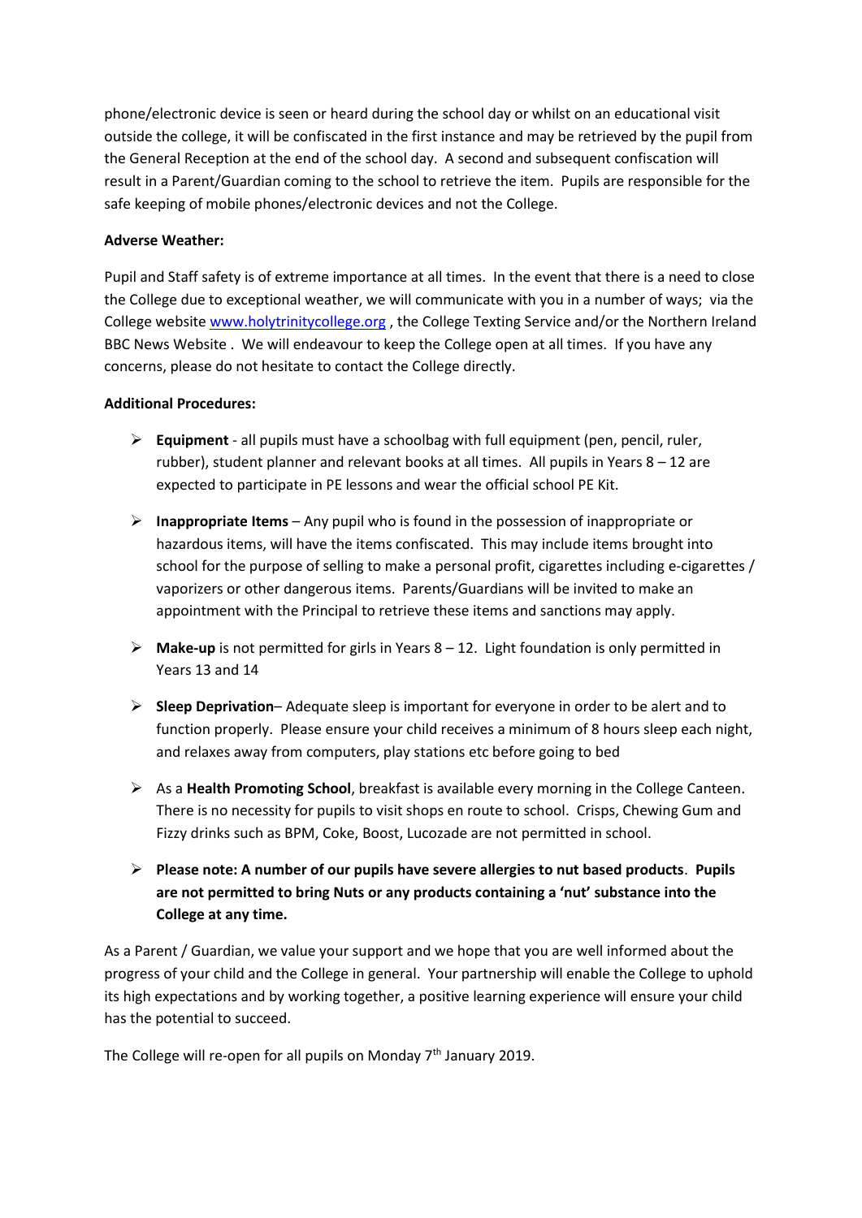phone/electronic device is seen or heard during the school day or whilst on an educational visit outside the college, it will be confiscated in the first instance and may be retrieved by the pupil from the General Reception at the end of the school day. A second and subsequent confiscation will result in a Parent/Guardian coming to the school to retrieve the item. Pupils are responsible for the safe keeping of mobile phones/electronic devices and not the College.

**Adverse Weather:**

Pupil and Staff safety is of extreme importance at all times. In the event that there is a need to close the College due to exceptional weather, we will communicate with you in a number of ways; via the College website [www.holytrinitycollege.org](http://www.holytrinitycollege.org) , the College Texting Service and/or the Northern Ireland BBC News Website . We will endeavour to keep the College open at all times. If you have any concerns, please do not hesitate to contact the College directly.

**Additional Procedures:**

- **Equipment** - all pupils must have a schoolbag with full equipment (pen, pencil, ruler, rubber), student planner and relevant books at all times. All pupils in Years 8 – 12 are expected to participate in PE lessons and wear the official school PE Kit.
- **Inappropriate Items** – Any pupil who is found in the possession of inappropriate or hazardous items, will have the items confiscated. This may include items brought into school for the purpose of selling to make a personal profit, cigarettes including e-cigarettes / vaporizers or other dangerous items. Parents/Guardians will be invited to make an appointment with the Principal to retrieve these items and sanctions may apply.
- **Make-up** is not permitted for girls in Years 8 – 12. Light foundation is only permitted in Years 13 and 14
- **Sleep Deprivation**– Adequate sleep is important for everyone in order to be alert and to function properly. Please ensure your child receives a minimum of 8 hours sleep each night, and relaxes away from computers, play stations etc before going to bed
- As a **Health Promoting School**, breakfast is available every morning in the College Canteen. There is no necessity for pupils to visit shops en route to school. Crisps, Chewing Gum and Fizzy drinks such as BPM, Coke, Boost, Lucozade are not permitted in school.
- **Please note: A number of our pupils have severe allergies to nut based products**. **Pupils are not permitted to bring Nuts or any products containing a 'nut' substance into the College at any time.**

As a Parent / Guardian, we value your support and we hope that you are well informed about the progress of your child and the College in general. Your partnership will enable the College to uphold its high expectations and by working together, a positive learning experience will ensure your child has the potential to succeed.

The College will re-open for all pupils on Monday 7th January 2019.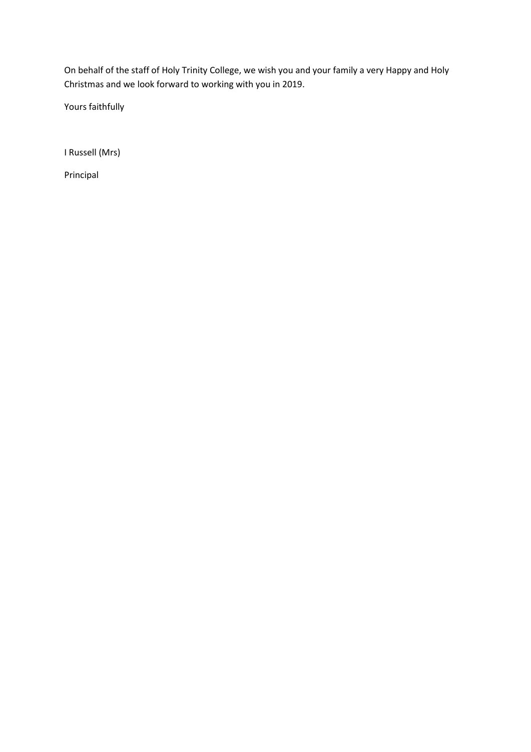On behalf of the staff of Holy Trinity College, we wish you and your family a very Happy and Holy Christmas and we look forward to working with you in 2019.

Yours faithfully

I Russell (Mrs)

Principal